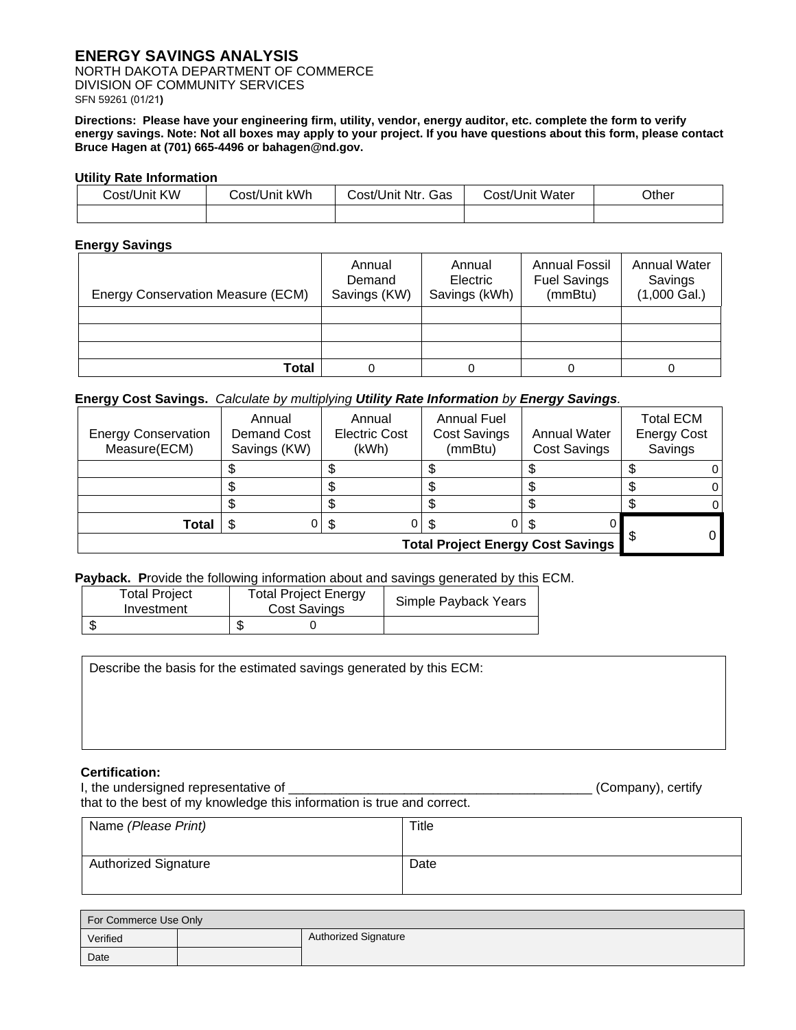# ENERGY SAVINGS ANALYSIS

NORTH DAKOTA DEPARTMENT OF COMMERCE
DIVISION OF COMMUNITY SERVICES
SFN 59261 (01/21)

**Directions: Please have your engineering firm, utility, vendor, energy auditor, etc. complete the form to verify energy savings. Note: Not all boxes may apply to your project. If you have questions about this form, please contact Bruce Hagen at (701) 665-4496 or bahagen@nd.gov.**

**Utility Rate Information**

| Cost/Unit KW | Cost/Unit kWh | Cost/Unit Ntr. Gas | Cost/Unit Water | Other |
|---|---|---|---|---|
| | | | | |

**Energy Savings**

| Energy Conservation Measure (ECM) | Annual Demand Savings (KW) | Annual Electric Savings (kWh) | Annual Fossil Fuel Savings (mmBtu) | Annual Water Savings (1,000 Gal.) |
|---|---|---|---|---|
| | | | | |
| | | | | |
| | | | | |
| **Total** | 0 | 0 | 0 | 0 |

**Energy Cost Savings.** *Calculate by multiplying **Utility Rate Information** by **Energy Savings**.*

| Energy Conservation Measure(ECM) | Annual Demand Cost Savings (KW) | Annual Electric Cost (kWh) | Annual Fuel Cost Savings (mmBtu) | Annual Water Cost Savings | Total ECM Energy Cost Savings |
|---|---|---|---|---|---|
| | $ | $ | $ | $ | $ 0 |
| | $ | $ | $ | $ | $ 0 |
| | $ | $ | $ | $ | $ 0 |
| **Total** | $ 0 | $ 0 | $ 0 | $ 0 | $ 0 |
| **Total Project Energy Cost Savings** | | | | | |

**Payback. P**rovide the following information about and savings generated by this ECM.

| Total Project Investment | Total Project Energy Cost Savings | Simple Payback Years |
|---|---|---|
| $ | $ 0 | |

Describe the basis for the estimated savings generated by this ECM:

**Certification:**

I, the undersigned representative of ________________________________________ (Company), certify that to the best of my knowledge this information is true and correct.

| Name *(Please Print)* | Title |
|---|---|
| Authorized Signature | Date |

| For Commerce Use Only | | |
|---|---|---|
| Verified | | Authorized Signature |
| Date | | |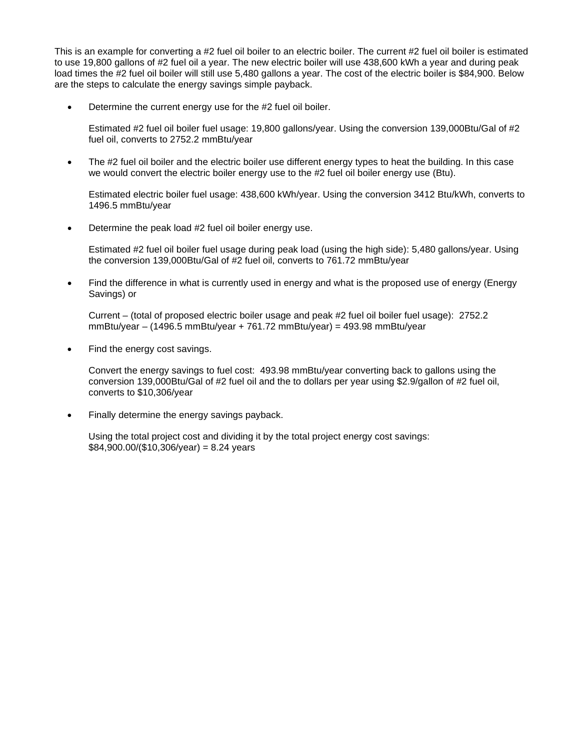This is an example for converting a #2 fuel oil boiler to an electric boiler. The current #2 fuel oil boiler is estimated to use 19,800 gallons of #2 fuel oil a year. The new electric boiler will use 438,600 kWh a year and during peak load times the #2 fuel oil boiler will still use 5,480 gallons a year. The cost of the electric boiler is $84,900. Below are the steps to calculate the energy savings simple payback.

- Determine the current energy use for the #2 fuel oil boiler.

  Estimated #2 fuel oil boiler fuel usage: 19,800 gallons/year. Using the conversion 139,000Btu/Gal of #2 fuel oil, converts to 2752.2 mmBtu/year

- The #2 fuel oil boiler and the electric boiler use different energy types to heat the building. In this case we would convert the electric boiler energy use to the #2 fuel oil boiler energy use (Btu).

  Estimated electric boiler fuel usage: 438,600 kWh/year. Using the conversion 3412 Btu/kWh, converts to 1496.5 mmBtu/year

- Determine the peak load #2 fuel oil boiler energy use.

  Estimated #2 fuel oil boiler fuel usage during peak load (using the high side): 5,480 gallons/year. Using the conversion 139,000Btu/Gal of #2 fuel oil, converts to 761.72 mmBtu/year

- Find the difference in what is currently used in energy and what is the proposed use of energy (Energy Savings) or

  Current – (total of proposed electric boiler usage and peak #2 fuel oil boiler fuel usage): 2752.2 mmBtu/year – (1496.5 mmBtu/year + 761.72 mmBtu/year) = 493.98 mmBtu/year

- Find the energy cost savings.

  Convert the energy savings to fuel cost: 493.98 mmBtu/year converting back to gallons using the conversion 139,000Btu/Gal of #2 fuel oil and the to dollars per year using $2.9/gallon of #2 fuel oil, converts to $10,306/year

- Finally determine the energy savings payback.

  Using the total project cost and dividing it by the total project energy cost savings: $84,900.00/($10,306/year) = 8.24 years